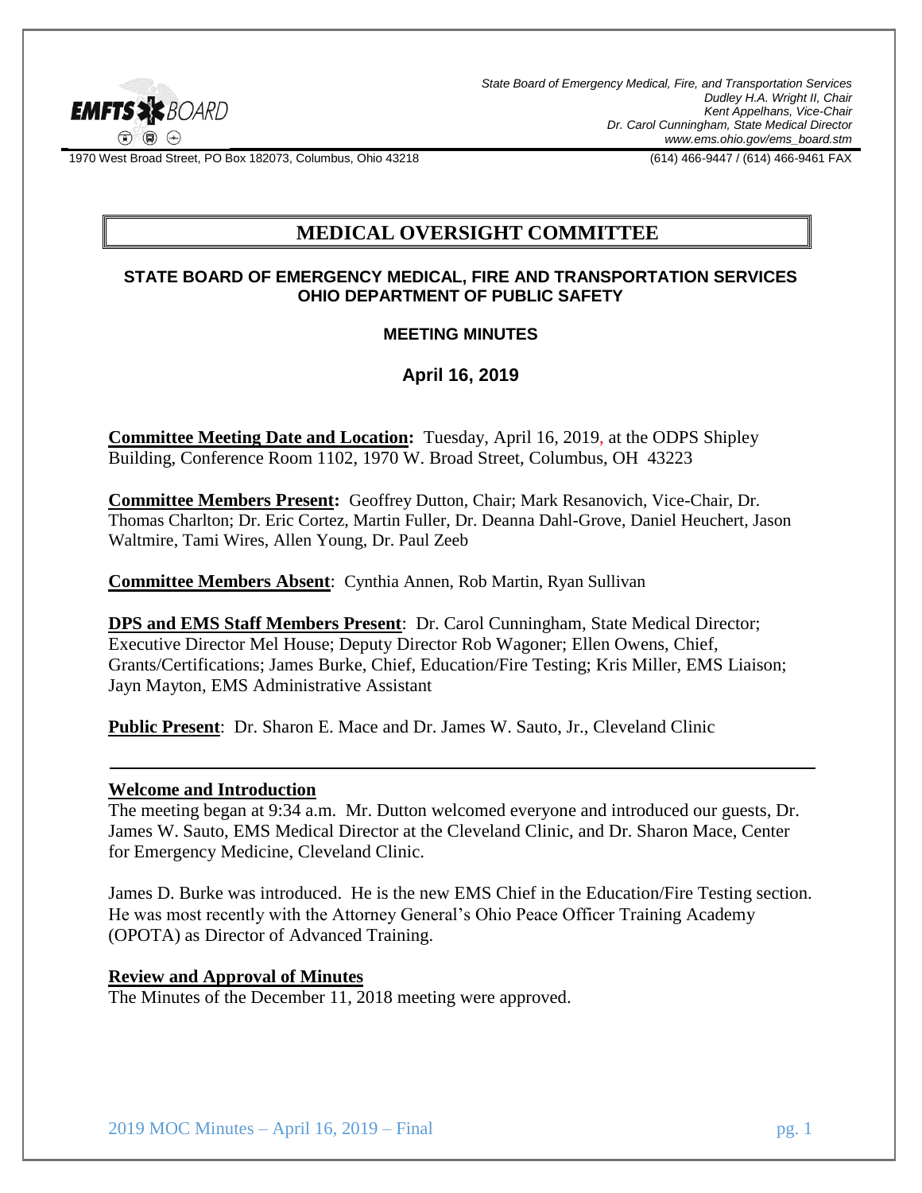State Board of Emergency Medical, Fire, and Transportation Services
Dudley H.A. Wright II, Chair
Kent Appelhans, Vice-Chair
Dr. Carol Cunningham, State Medical Director
www.ems.ohio.gov/ems_board.stm

1970 West Broad Street, PO Box 182073, Columbus, Ohio 43218 (614) 466-9447 / (614) 466-9461 FAX

# MEDICAL OVERSIGHT COMMITTEE

## STATE BOARD OF EMERGENCY MEDICAL, FIRE AND TRANSPORTATION SERVICES OHIO DEPARTMENT OF PUBLIC SAFETY

### MEETING MINUTES

### April 16, 2019

**Committee Meeting Date and Location:** Tuesday, April 16, 2019, at the ODPS Shipley Building, Conference Room 1102, 1970 W. Broad Street, Columbus, OH 43223

**Committee Members Present:** Geoffrey Dutton, Chair; Mark Resanovich, Vice-Chair, Dr. Thomas Charlton; Dr. Eric Cortez, Martin Fuller, Dr. Deanna Dahl-Grove, Daniel Heuchert, Jason Waltmire, Tami Wires, Allen Young, Dr. Paul Zeeb

**Committee Members Absent**: Cynthia Annen, Rob Martin, Ryan Sullivan

**DPS and EMS Staff Members Present**: Dr. Carol Cunningham, State Medical Director; Executive Director Mel House; Deputy Director Rob Wagoner; Ellen Owens, Chief, Grants/Certifications; James Burke, Chief, Education/Fire Testing; Kris Miller, EMS Liaison; Jayn Mayton, EMS Administrative Assistant

**Public Present**: Dr. Sharon E. Mace and Dr. James W. Sauto, Jr., Cleveland Clinic

---

**Welcome and Introduction**

The meeting began at 9:34 a.m. Mr. Dutton welcomed everyone and introduced our guests, Dr. James W. Sauto, EMS Medical Director at the Cleveland Clinic, and Dr. Sharon Mace, Center for Emergency Medicine, Cleveland Clinic.

James D. Burke was introduced. He is the new EMS Chief in the Education/Fire Testing section. He was most recently with the Attorney General's Ohio Peace Officer Training Academy (OPOTA) as Director of Advanced Training.

**Review and Approval of Minutes**

The Minutes of the December 11, 2018 meeting were approved.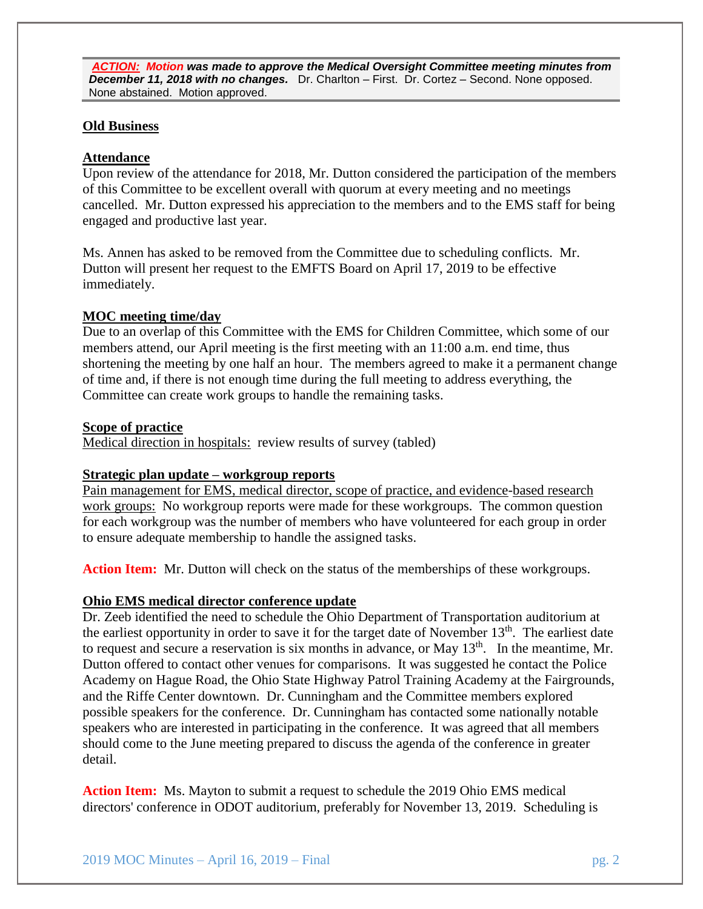***ACTION:* Motion was made to approve the Medical Oversight Committee meeting minutes from December 11, 2018 with no changes.** Dr. Charlton – First. Dr. Cortez – Second. None opposed. None abstained. Motion approved.

**Old Business**

**Attendance**

Upon review of the attendance for 2018, Mr. Dutton considered the participation of the members of this Committee to be excellent overall with quorum at every meeting and no meetings cancelled. Mr. Dutton expressed his appreciation to the members and to the EMS staff for being engaged and productive last year.

Ms. Annen has asked to be removed from the Committee due to scheduling conflicts. Mr. Dutton will present her request to the EMFTS Board on April 17, 2019 to be effective immediately.

**MOC meeting time/day**

Due to an overlap of this Committee with the EMS for Children Committee, which some of our members attend, our April meeting is the first meeting with an 11:00 a.m. end time, thus shortening the meeting by one half an hour. The members agreed to make it a permanent change of time and, if there is not enough time during the full meeting to address everything, the Committee can create work groups to handle the remaining tasks.

**Scope of practice**

Medical direction in hospitals: review results of survey (tabled)

**Strategic plan update – workgroup reports**

Pain management for EMS, medical director, scope of practice, and evidence-based research work groups: No workgroup reports were made for these workgroups. The common question for each workgroup was the number of members who have volunteered for each group in order to ensure adequate membership to handle the assigned tasks.

**Action Item:** Mr. Dutton will check on the status of the memberships of these workgroups.

**Ohio EMS medical director conference update**

Dr. Zeeb identified the need to schedule the Ohio Department of Transportation auditorium at the earliest opportunity in order to save it for the target date of November 13th. The earliest date to request and secure a reservation is six months in advance, or May 13th. In the meantime, Mr. Dutton offered to contact other venues for comparisons. It was suggested he contact the Police Academy on Hague Road, the Ohio State Highway Patrol Training Academy at the Fairgrounds, and the Riffe Center downtown. Dr. Cunningham and the Committee members explored possible speakers for the conference. Dr. Cunningham has contacted some nationally notable speakers who are interested in participating in the conference. It was agreed that all members should come to the June meeting prepared to discuss the agenda of the conference in greater detail.

**Action Item:** Ms. Mayton to submit a request to schedule the 2019 Ohio EMS medical directors' conference in ODOT auditorium, preferably for November 13, 2019. Scheduling is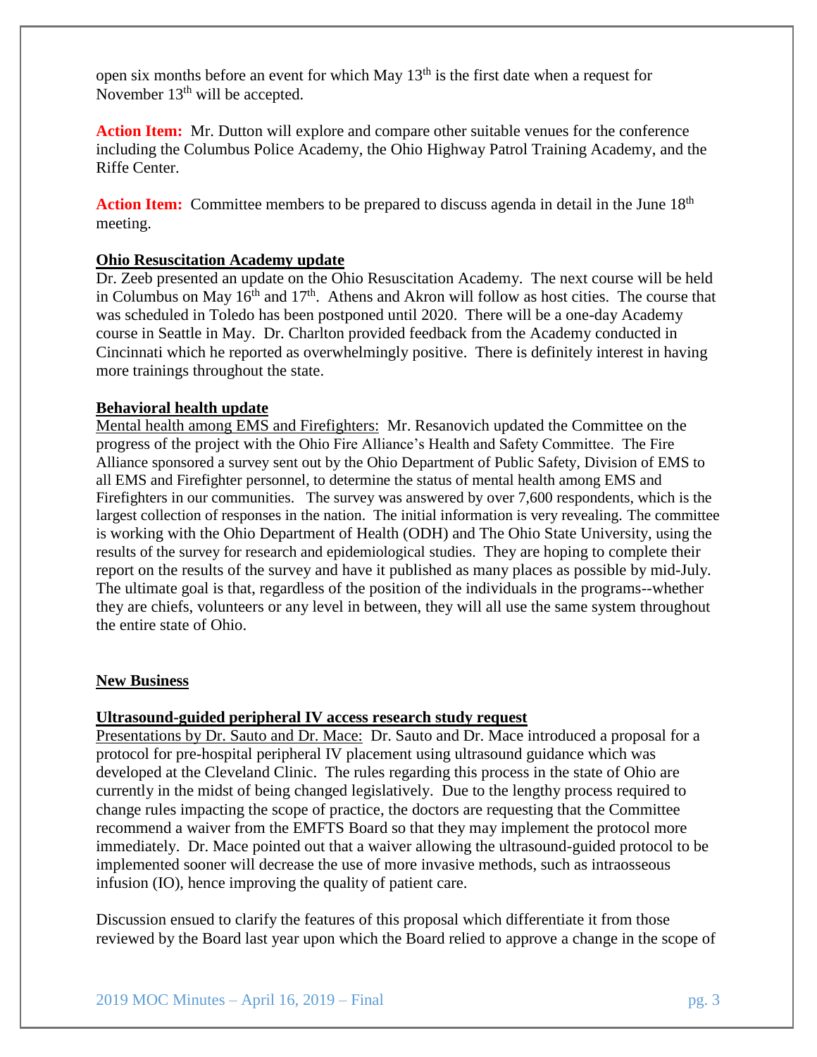open six months before an event for which May 13th is the first date when a request for November 13th will be accepted.

**Action Item:** Mr. Dutton will explore and compare other suitable venues for the conference including the Columbus Police Academy, the Ohio Highway Patrol Training Academy, and the Riffe Center.

**Action Item:** Committee members to be prepared to discuss agenda in detail in the June 18th meeting.

**Ohio Resuscitation Academy update**

Dr. Zeeb presented an update on the Ohio Resuscitation Academy. The next course will be held in Columbus on May 16th and 17th. Athens and Akron will follow as host cities. The course that was scheduled in Toledo has been postponed until 2020. There will be a one-day Academy course in Seattle in May. Dr. Charlton provided feedback from the Academy conducted in Cincinnati which he reported as overwhelmingly positive. There is definitely interest in having more trainings throughout the state.

**Behavioral health update**

Mental health among EMS and Firefighters: Mr. Resanovich updated the Committee on the progress of the project with the Ohio Fire Alliance's Health and Safety Committee. The Fire Alliance sponsored a survey sent out by the Ohio Department of Public Safety, Division of EMS to all EMS and Firefighter personnel, to determine the status of mental health among EMS and Firefighters in our communities. The survey was answered by over 7,600 respondents, which is the largest collection of responses in the nation. The initial information is very revealing. The committee is working with the Ohio Department of Health (ODH) and The Ohio State University, using the results of the survey for research and epidemiological studies. They are hoping to complete their report on the results of the survey and have it published as many places as possible by mid-July. The ultimate goal is that, regardless of the position of the individuals in the programs--whether they are chiefs, volunteers or any level in between, they will all use the same system throughout the entire state of Ohio.

**New Business**

**Ultrasound-guided peripheral IV access research study request**

Presentations by Dr. Sauto and Dr. Mace: Dr. Sauto and Dr. Mace introduced a proposal for a protocol for pre-hospital peripheral IV placement using ultrasound guidance which was developed at the Cleveland Clinic. The rules regarding this process in the state of Ohio are currently in the midst of being changed legislatively. Due to the lengthy process required to change rules impacting the scope of practice, the doctors are requesting that the Committee recommend a waiver from the EMFTS Board so that they may implement the protocol more immediately. Dr. Mace pointed out that a waiver allowing the ultrasound-guided protocol to be implemented sooner will decrease the use of more invasive methods, such as intraosseous infusion (IO), hence improving the quality of patient care.

Discussion ensued to clarify the features of this proposal which differentiate it from those reviewed by the Board last year upon which the Board relied to approve a change in the scope of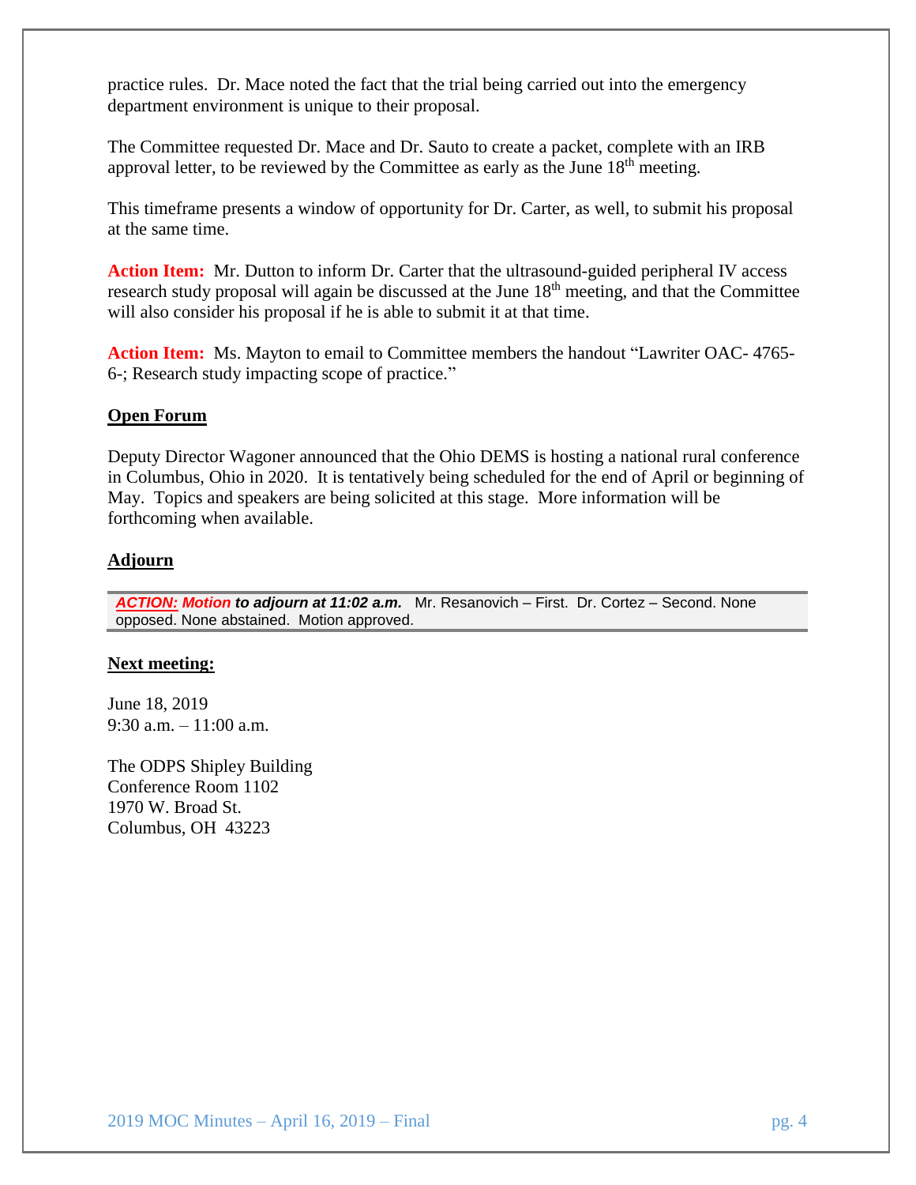practice rules. Dr. Mace noted the fact that the trial being carried out into the emergency department environment is unique to their proposal.

The Committee requested Dr. Mace and Dr. Sauto to create a packet, complete with an IRB approval letter, to be reviewed by the Committee as early as the June 18th meeting.

This timeframe presents a window of opportunity for Dr. Carter, as well, to submit his proposal at the same time.

**Action Item:** Mr. Dutton to inform Dr. Carter that the ultrasound-guided peripheral IV access research study proposal will again be discussed at the June 18th meeting, and that the Committee will also consider his proposal if he is able to submit it at that time.

**Action Item:** Ms. Mayton to email to Committee members the handout "Lawriter OAC- 4765-6-; Research study impacting scope of practice."

## Open Forum

Deputy Director Wagoner announced that the Ohio DEMS is hosting a national rural conference in Columbus, Ohio in 2020. It is tentatively being scheduled for the end of April or beginning of May. Topics and speakers are being solicited at this stage. More information will be forthcoming when available.

## Adjourn

***ACTION: Motion to adjourn at 11:02 a.m.*** Mr. Resanovich – First. Dr. Cortez – Second. None opposed. None abstained. Motion approved.

## Next meeting:

June 18, 2019
9:30 a.m. – 11:00 a.m.

The ODPS Shipley Building
Conference Room 1102
1970 W. Broad St.
Columbus, OH 43223